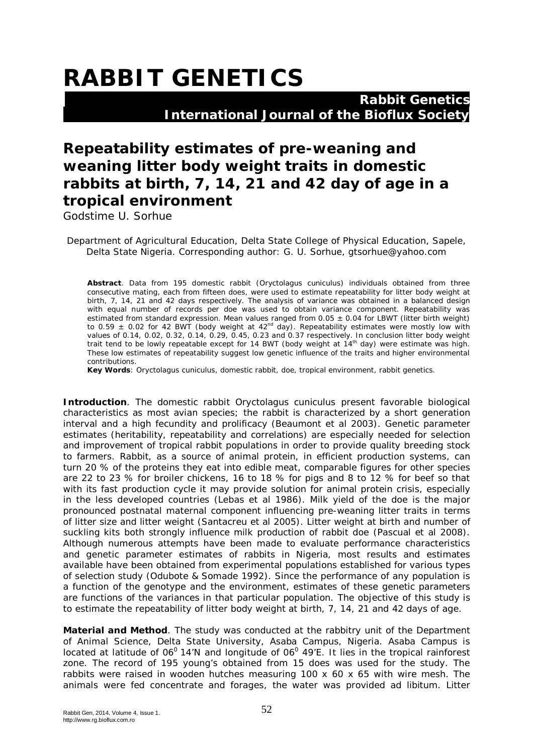# RABBIT GENETICS

**Rabbit Genetics**
**International Journal of the Bioflux Society**

## Repeatability estimates of pre-weaning and weaning litter body weight traits in domestic rabbits at birth, 7, 14, 21 and 42 day of age in a tropical environment

Godstime U. Sorhue

Department of Agricultural Education, Delta State College of Physical Education, Sapele, Delta State Nigeria. Corresponding author: G. U. Sorhue, gtsorhue@yahoo.com

**Abstract**. Data from 195 domestic rabbit (Oryctolagus cuniculus) individuals obtained from three consecutive mating, each from fifteen does, were used to estimate repeatability for litter body weight at birth, 7, 14, 21 and 42 days respectively. The analysis of variance was obtained in a balanced design with equal number of records per doe was used to obtain variance component. Repeatability was estimated from standard expression. Mean values ranged from 0.05 ± 0.04 for LBWT (litter birth weight) to 0.59 ± 0.02 for 42 BWT (body weight at 42[nd] day). Repeatability estimates were mostly low with values of 0.14, 0.02, 0.32, 0.14, 0.29, 0.45, 0.23 and 0.37 respectively. In conclusion litter body weight trait tend to be lowly repeatable except for 14 BWT (body weight at 14[th] day) were estimate was high. These low estimates of repeatability suggest low genetic influence of the traits and higher environmental contributions.

**Key Words**: Oryctolagus cuniculus, domestic rabbit, doe, tropical environment, rabbit genetics.

**Introduction**. The domestic rabbit Oryctolagus cuniculus present favorable biological characteristics as most avian species; the rabbit is characterized by a short generation interval and a high fecundity and prolificacy (Beaumont et al 2003). Genetic parameter estimates (heritability, repeatability and correlations) are especially needed for selection and improvement of tropical rabbit populations in order to provide quality breeding stock to farmers. Rabbit, as a source of animal protein, in efficient production systems, can turn 20 % of the proteins they eat into edible meat, comparable figures for other species are 22 to 23 % for broiler chickens, 16 to 18 % for pigs and 8 to 12 % for beef so that with its fast production cycle it may provide solution for animal protein crisis, especially in the less developed countries (Lebas et al 1986). Milk yield of the doe is the major pronounced postnatal maternal component influencing pre-weaning litter traits in terms of litter size and litter weight (Santacreu et al 2005). Litter weight at birth and number of suckling kits both strongly influence milk production of rabbit doe (Pascual et al 2008). Although numerous attempts have been made to evaluate performance characteristics and genetic parameter estimates of rabbits in Nigeria, most results and estimates available have been obtained from experimental populations established for various types of selection study (Odubote & Somade 1992). Since the performance of any population is a function of the genotype and the environment, estimates of these genetic parameters are functions of the variances in that particular population. The objective of this study is to estimate the repeatability of litter body weight at birth, 7, 14, 21 and 42 days of age.

**Material and Method**. The study was conducted at the rabbitry unit of the Department of Animal Science, Delta State University, Asaba Campus, Nigeria. Asaba Campus is located at latitude of $06^0$ 14'N and longitude of $06^0$ 49'E. It lies in the tropical rainforest zone. The record of 195 young's obtained from 15 does was used for the study. The rabbits were raised in wooden hutches measuring 100 x 60 x 65 with wire mesh. The animals were fed concentrate and forages, the water was provided ad libitum. Litter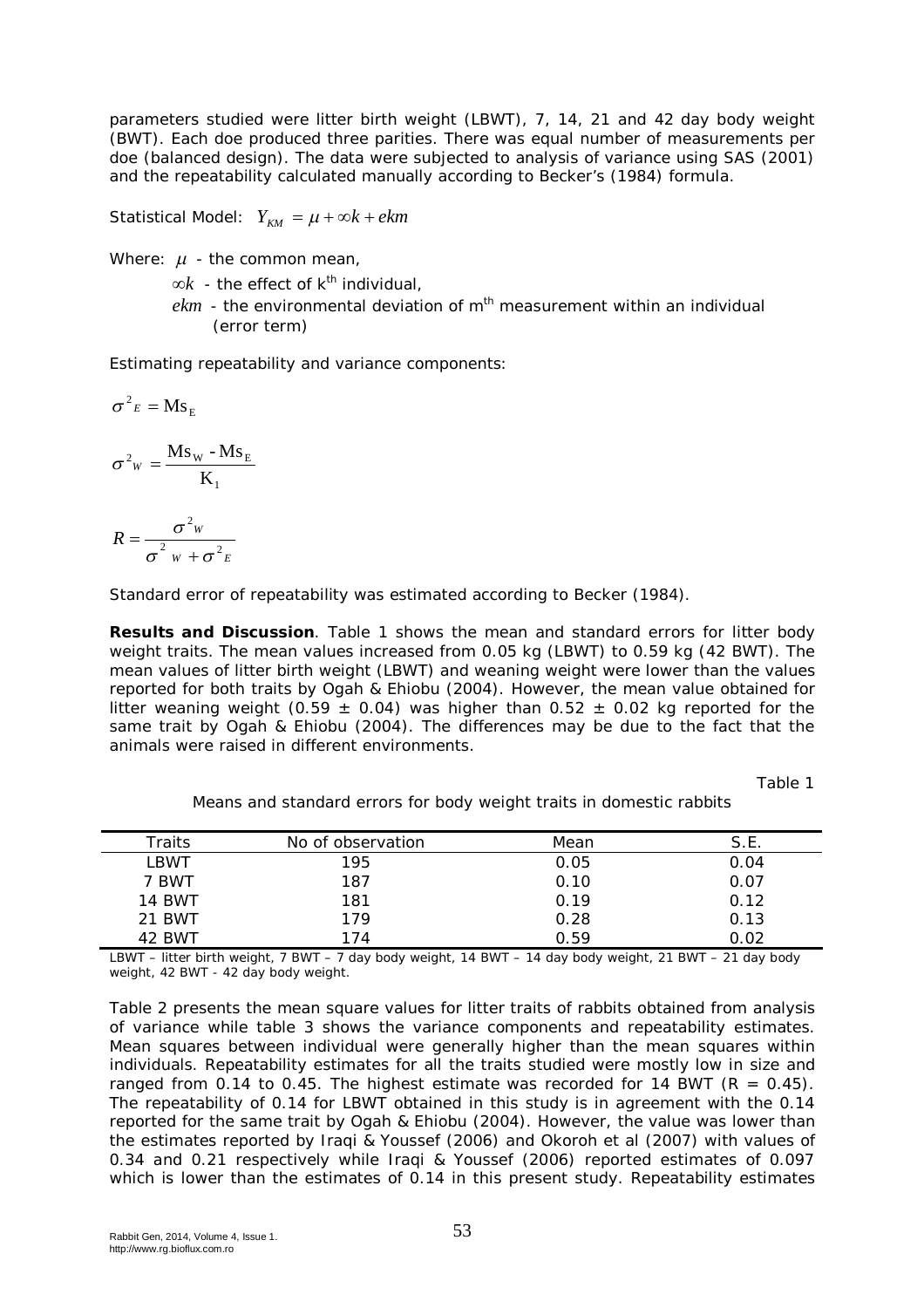parameters studied were litter birth weight (LBWT), 7, 14, 21 and 42 day body weight (BWT). Each doe produced three parities. There was equal number of measurements per doe (balanced design). The data were subjected to analysis of variance using SAS (2001) and the repeatability calculated manually according to Becker's (1984) formula.

Statistical Model: $Y_{KM} = \mu + \infty k + ekm$

Where: $\mu$ - the common mean,

$\infty k$ - the effect of $k^{th}$ individual,

$ekm$ - the environmental deviation of $m^{th}$ measurement within an individual (error term)

Estimating repeatability and variance components:

$$\sigma^2_E = \mathrm{Ms}_E$$

$$\sigma^2_W = \frac{\mathrm{Ms}_W - \mathrm{Ms}_E}{K_1}$$

$$R = \frac{\sigma^2_W}{\sigma^2_W + \sigma^2_E}$$

Standard error of repeatability was estimated according to Becker (1984).

**Results and Discussion**. Table 1 shows the mean and standard errors for litter body weight traits. The mean values increased from 0.05 kg (LBWT) to 0.59 kg (42 BWT). The mean values of litter birth weight (LBWT) and weaning weight were lower than the values reported for both traits by Ogah & Ehiobu (2004). However, the mean value obtained for litter weaning weight (0.59 ± 0.04) was higher than 0.52 ± 0.02 kg reported for the same trait by Ogah & Ehiobu (2004). The differences may be due to the fact that the animals were raised in different environments.

Table 1

Means and standard errors for body weight traits in domestic rabbits

| Traits | No of observation | Mean | S.E. |
|---|---|---|---|
| LBWT | 195 | 0.05 | 0.04 |
| 7 BWT | 187 | 0.10 | 0.07 |
| 14 BWT | 181 | 0.19 | 0.12 |
| 21 BWT | 179 | 0.28 | 0.13 |
| 42 BWT | 174 | 0.59 | 0.02 |

LBWT – litter birth weight, 7 BWT – 7 day body weight, 14 BWT – 14 day body weight, 21 BWT – 21 day body weight, 42 BWT - 42 day body weight.

Table 2 presents the mean square values for litter traits of rabbits obtained from analysis of variance while table 3 shows the variance components and repeatability estimates. Mean squares between individual were generally higher than the mean squares within individuals. Repeatability estimates for all the traits studied were mostly low in size and ranged from 0.14 to 0.45. The highest estimate was recorded for 14 BWT (R = 0.45). The repeatability of 0.14 for LBWT obtained in this study is in agreement with the 0.14 reported for the same trait by Ogah & Ehiobu (2004). However, the value was lower than the estimates reported by Iraqi & Youssef (2006) and Okoroh et al (2007) with values of 0.34 and 0.21 respectively while Iraqi & Youssef (2006) reported estimates of 0.097 which is lower than the estimates of 0.14 in this present study. Repeatability estimates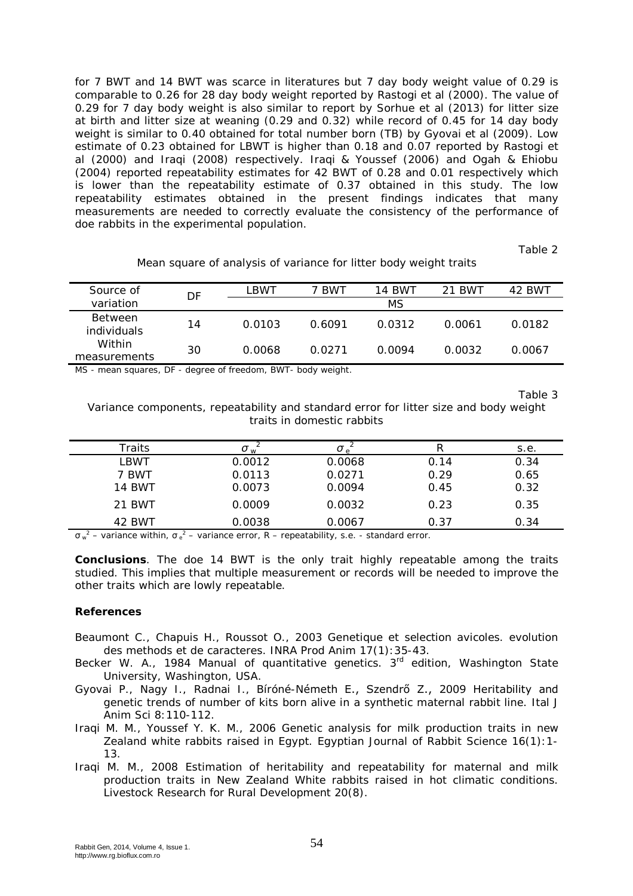for 7 BWT and 14 BWT was scarce in literatures but 7 day body weight value of 0.29 is comparable to 0.26 for 28 day body weight reported by Rastogi et al (2000). The value of 0.29 for 7 day body weight is also similar to report by Sorhue et al (2013) for litter size at birth and litter size at weaning (0.29 and 0.32) while record of 0.45 for 14 day body weight is similar to 0.40 obtained for total number born (TB) by Gyovai et al (2009). Low estimate of 0.23 obtained for LBWT is higher than 0.18 and 0.07 reported by Rastogi et al (2000) and Iraqi (2008) respectively. Iraqi & Youssef (2006) and Ogah & Ehiobu (2004) reported repeatability estimates for 42 BWT of 0.28 and 0.01 respectively which is lower than the repeatability estimate of 0.37 obtained in this study. The low repeatability estimates obtained in the present findings indicates that many measurements are needed to correctly evaluate the consistency of the performance of doe rabbits in the experimental population.

Table 2

Mean square of analysis of variance for litter body weight traits

| Source of variation | DF | LBWT | 7 BWT | 14 BWT | 21 BWT | 42 BWT |
|---|---|---|---|---|---|---|
| | | MS | | | | |
| Between individuals | 14 | 0.0103 | 0.6091 | 0.0312 | 0.0061 | 0.0182 |
| Within measurements | 30 | 0.0068 | 0.0271 | 0.0094 | 0.0032 | 0.0067 |

MS - mean squares, DF - degree of freedom, BWT- body weight.

Table 3

Variance components, repeatability and standard error for litter size and body weight traits in domestic rabbits

| Traits | $\sigma_w^2$ | $\sigma_e^2$ | R | s.e. |
|---|---|---|---|---|
| LBWT | 0.0012 | 0.0068 | 0.14 | 0.34 |
| 7 BWT | 0.0113 | 0.0271 | 0.29 | 0.65 |
| 14 BWT | 0.0073 | 0.0094 | 0.45 | 0.32 |
| 21 BWT | 0.0009 | 0.0032 | 0.23 | 0.35 |
| 42 BWT | 0.0038 | 0.0067 | 0.37 | 0.34 |

$\sigma_w^2$ – variance within, $\sigma_e^2$ – variance error, R – repeatability, s.e. - standard error.

**Conclusions**. The doe 14 BWT is the only trait highly repeatable among the traits studied. This implies that multiple measurement or records will be needed to improve the other traits which are lowly repeatable.

## References

Beaumont C., Chapuis H., Roussot O., 2003 Genetique et selection avicoles. evolution des methods et de caracteres. INRA Prod Anim 17(1):35-43.

Becker W. A., 1984 Manual of quantitative genetics. 3rd edition, Washington State University, Washington, USA.

Gyovai P., Nagy I., Radnai I., Bíróné-Németh E., Szendrő Z., 2009 Heritability and genetic trends of number of kits born alive in a synthetic maternal rabbit line. Ital J Anim Sci 8:110-112.

Iraqi M. M., Youssef Y. K. M., 2006 Genetic analysis for milk production traits in new Zealand white rabbits raised in Egypt. Egyptian Journal of Rabbit Science 16(1):1-13.

Iraqi M. M., 2008 Estimation of heritability and repeatability for maternal and milk production traits in New Zealand White rabbits raised in hot climatic conditions. Livestock Research for Rural Development 20(8).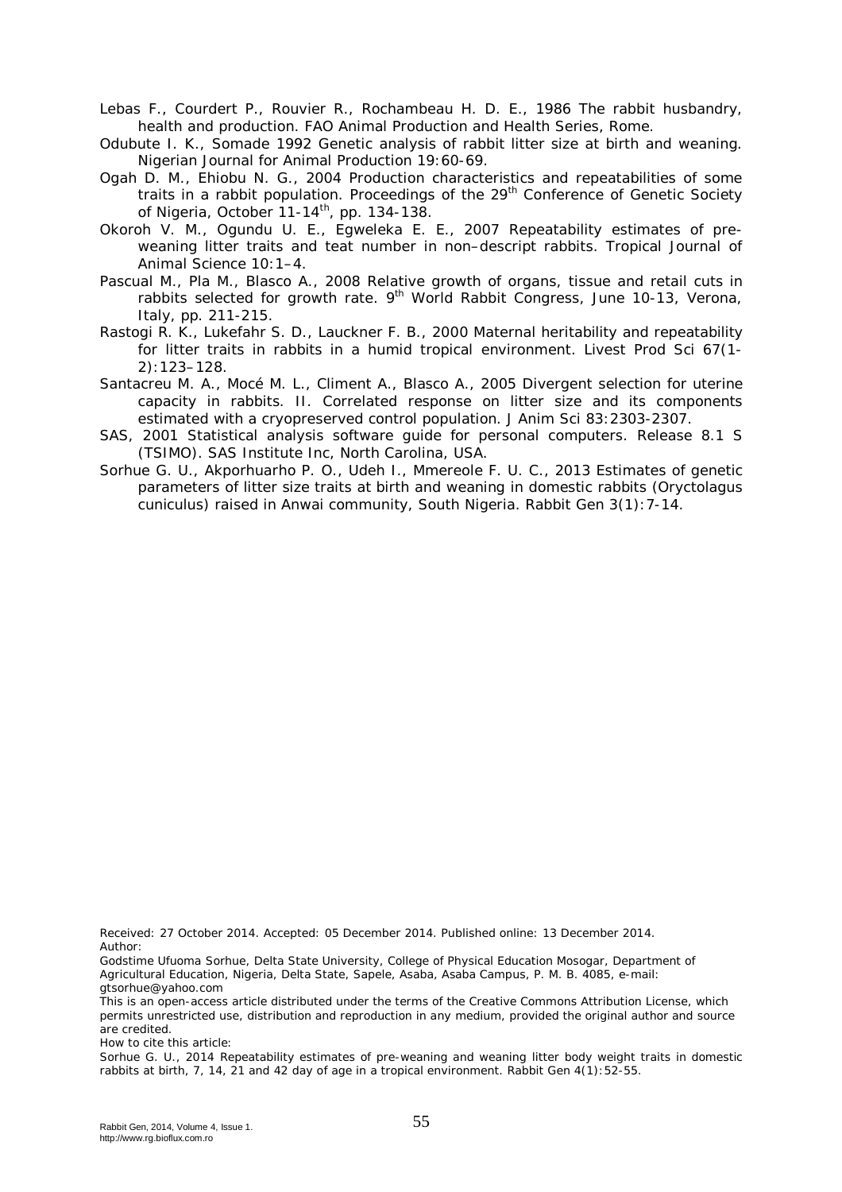Lebas F., Courdert P., Rouvier R., Rochambeau H. D. E., 1986 The rabbit husbandry, health and production. FAO Animal Production and Health Series, Rome.

Odubute I. K., Somade 1992 Genetic analysis of rabbit litter size at birth and weaning. Nigerian Journal for Animal Production 19:60-69.

Ogah D. M., Ehiobu N. G., 2004 Production characteristics and repeatabilities of some traits in a rabbit population. Proceedings of the 29th Conference of Genetic Society of Nigeria, October 11-14th, pp. 134-138.

Okoroh V. M., Ogundu U. E., Egweleka E. E., 2007 Repeatability estimates of pre-weaning litter traits and teat number in non–descript rabbits. Tropical Journal of Animal Science 10:1–4.

Pascual M., Pla M., Blasco A., 2008 Relative growth of organs, tissue and retail cuts in rabbits selected for growth rate. 9th World Rabbit Congress, June 10-13, Verona, Italy, pp. 211-215.

Rastogi R. K., Lukefahr S. D., Lauckner F. B., 2000 Maternal heritability and repeatability for litter traits in rabbits in a humid tropical environment. Livest Prod Sci 67(1-2):123–128.

Santacreu M. A., Mocé M. L., Climent A., Blasco A., 2005 Divergent selection for uterine capacity in rabbits. II. Correlated response on litter size and its components estimated with a cryopreserved control population. J Anim Sci 83:2303-2307.

SAS, 2001 Statistical analysis software guide for personal computers. Release 8.1 S (TSIMO). SAS Institute Inc, North Carolina, USA.

Sorhue G. U., Akporhuarho P. O., Udeh I., Mmereole F. U. C., 2013 Estimates of genetic parameters of litter size traits at birth and weaning in domestic rabbits (Oryctolagus cuniculus) raised in Anwai community, South Nigeria. Rabbit Gen 3(1):7-14.

Received: 27 October 2014. Accepted: 05 December 2014. Published online: 13 December 2014.
Author:
Godstime Ufuoma Sorhue, Delta State University, College of Physical Education Mosogar, Department of Agricultural Education, Nigeria, Delta State, Sapele, Asaba, Asaba Campus, P. M. B. 4085, e-mail: gtsorhue@yahoo.com
This is an open-access article distributed under the terms of the Creative Commons Attribution License, which permits unrestricted use, distribution and reproduction in any medium, provided the original author and source are credited.
How to cite this article:
Sorhue G. U., 2014 Repeatability estimates of pre-weaning and weaning litter body weight traits in domestic rabbits at birth, 7, 14, 21 and 42 day of age in a tropical environment. Rabbit Gen 4(1):52-55.